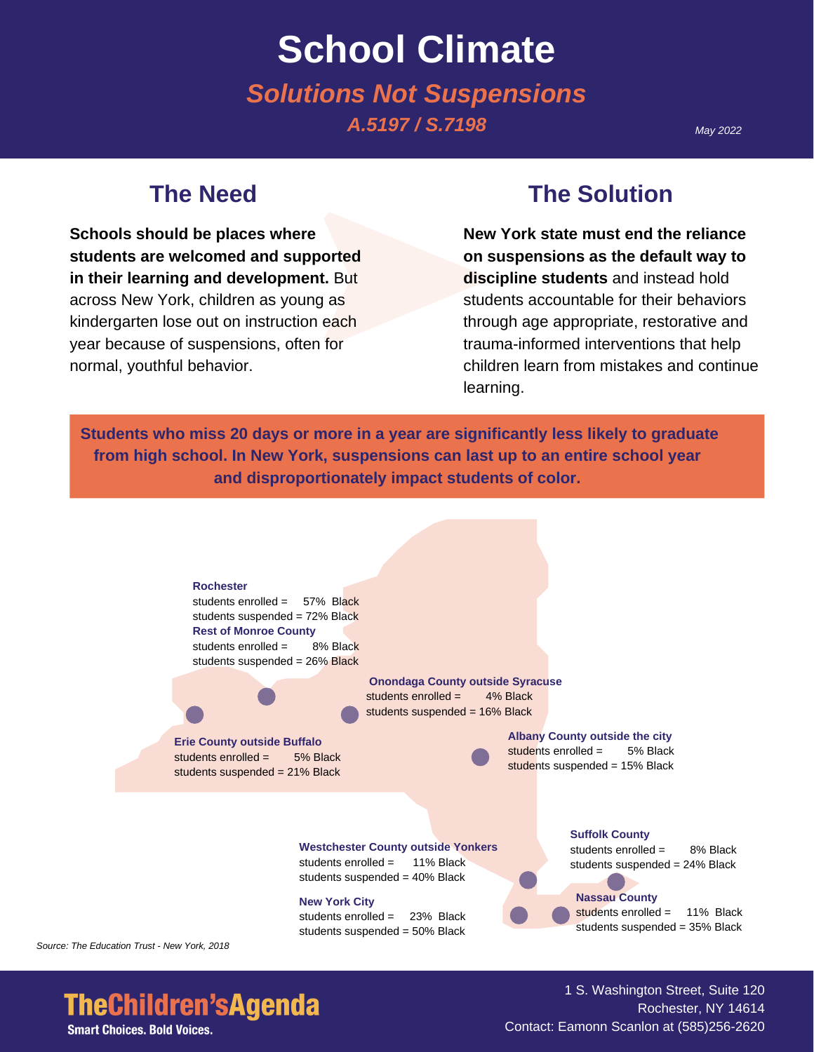# School Climate

## *Solutions Not Suspensions*

### *A.5197 / S.7198*

*May 2022*

## The Need

**Schools should be places where students are welcomed and supported in their learning and development.** But across New York, children as young as kindergarten lose out on instruction each year because of suspensions, often for normal, youthful behavior.

## The Solution

**New York state must end the reliance on suspensions as the default way to discipline students** and instead hold students accountable for their behaviors through age appropriate, restorative and trauma-informed interventions that help children learn from mistakes and continue learning.

**Students who miss 20 days or more in a year are significantly less likely to graduate from high school. In New York, suspensions can last up to an entire school year and disproportionately impact students of color.**

**Rochester**
students enrolled = 57% Black
students suspended = 72% Black

**Rest of Monroe County**
students enrolled = 8% Black
students suspended = 26% Black

**Onondaga County outside Syracuse**
students enrolled = 4% Black
students suspended = 16% Black

**Erie County outside Buffalo**
students enrolled = 5% Black
students suspended = 21% Black

**Albany County outside the city**
students enrolled = 5% Black
students suspended = 15% Black

**Suffolk County**
students enrolled = 8% Black
students suspended = 24% Black

**Westchester County outside Yonkers**
students enrolled = 11% Black
students suspended = 40% Black

**Nassau County**
students enrolled = 11% Black
students suspended = 35% Black

**New York City**
students enrolled = 23% Black
students suspended = 50% Black

*Source: The Education Trust - New York, 2018*

**TheChildren'sAgenda**
**Smart Choices. Bold Voices.**

1 S. Washington Street, Suite 120
Rochester, NY 14614
Contact: Eamonn Scanlon at (585)256-2620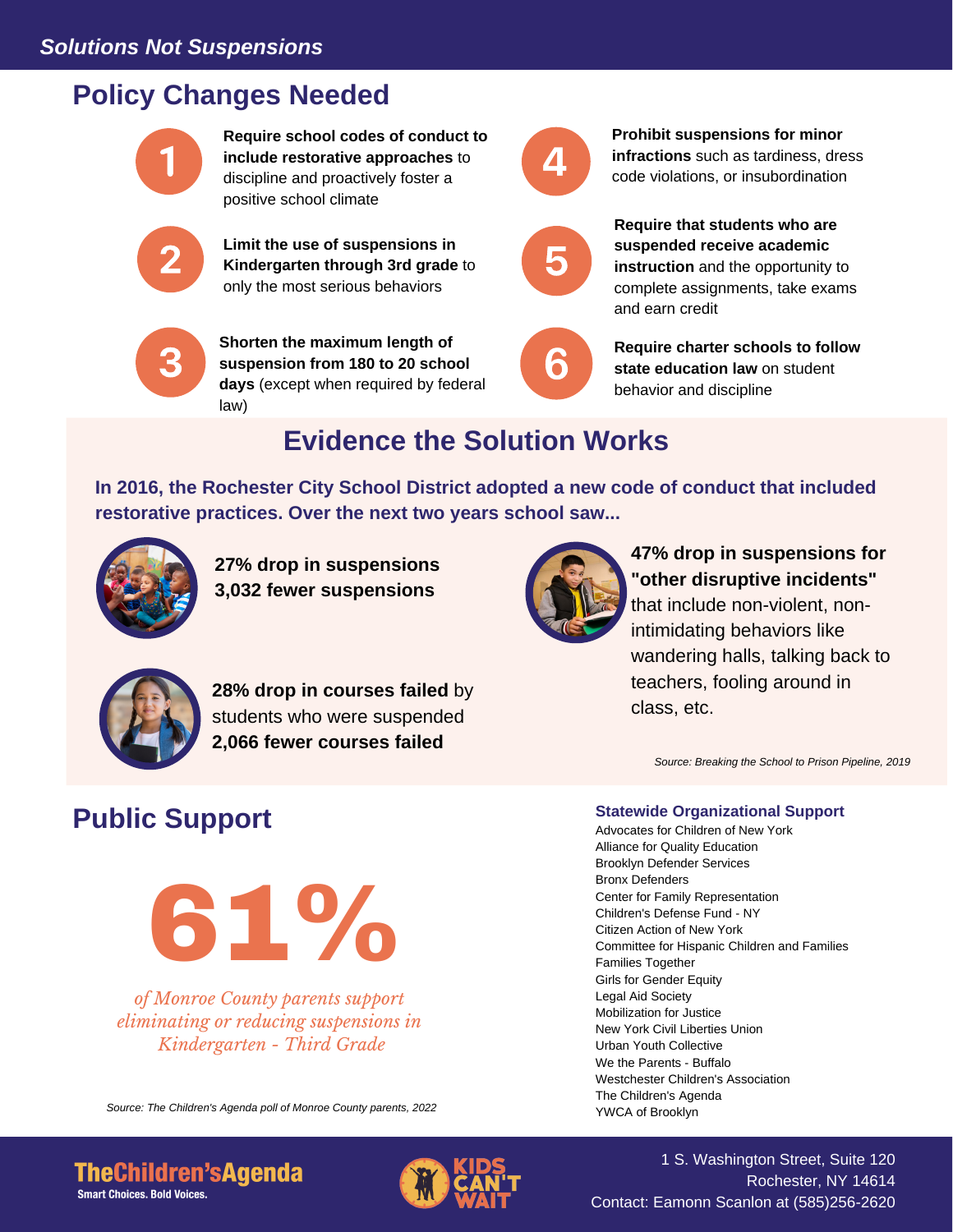*Solutions Not Suspensions*

## Policy Changes Needed

1. **Require school codes of conduct to include restorative approaches** to discipline and proactively foster a positive school climate
2. **Limit the use of suspensions in Kindergarten through 3rd grade** to only the most serious behaviors
3. **Shorten the maximum length of suspension from 180 to 20 school days** (except when required by federal law)
4. **Prohibit suspensions for minor infractions** such as tardiness, dress code violations, or insubordination
5. **Require that students who are suspended receive academic instruction** and the opportunity to complete assignments, take exams and earn credit
6. **Require charter schools to follow state education law** on student behavior and discipline

## Evidence the Solution Works

**In 2016, the Rochester City School District adopted a new code of conduct that included restorative practices. Over the next two years school saw...**

**27% drop in suspensions**
**3,032 fewer suspensions**

**28% drop in courses failed** by students who were suspended
**2,066 fewer courses failed**

**47% drop in suspensions for "other disruptive incidents"** that include non-violent, non-intimidating behaviors like wandering halls, talking back to teachers, fooling around in class, etc.

*Source: Breaking the School to Prison Pipeline, 2019*

## Public Support

# 61%

*of Monroe County parents support eliminating or reducing suspensions in Kindergarten - Third Grade*

*Source: The Children's Agenda poll of Monroe County parents, 2022*

### Statewide Organizational Support

- Advocates for Children of New York
- Alliance for Quality Education
- Brooklyn Defender Services
- Bronx Defenders
- Center for Family Representation
- Children's Defense Fund - NY
- Citizen Action of New York
- Committee for Hispanic Children and Families
- Families Together
- Girls for Gender Equity
- Legal Aid Society
- Mobilization for Justice
- New York Civil Liberties Union
- Urban Youth Collective
- We the Parents - Buffalo
- Westchester Children's Association
- The Children's Agenda
- YWCA of Brooklyn

**TheChildren'sAgenda**
Smart Choices. Bold Voices.

KIDS CAN'T WAIT

1 S. Washington Street, Suite 120
Rochester, NY 14614
Contact: Eamonn Scanlon at (585)256-2620